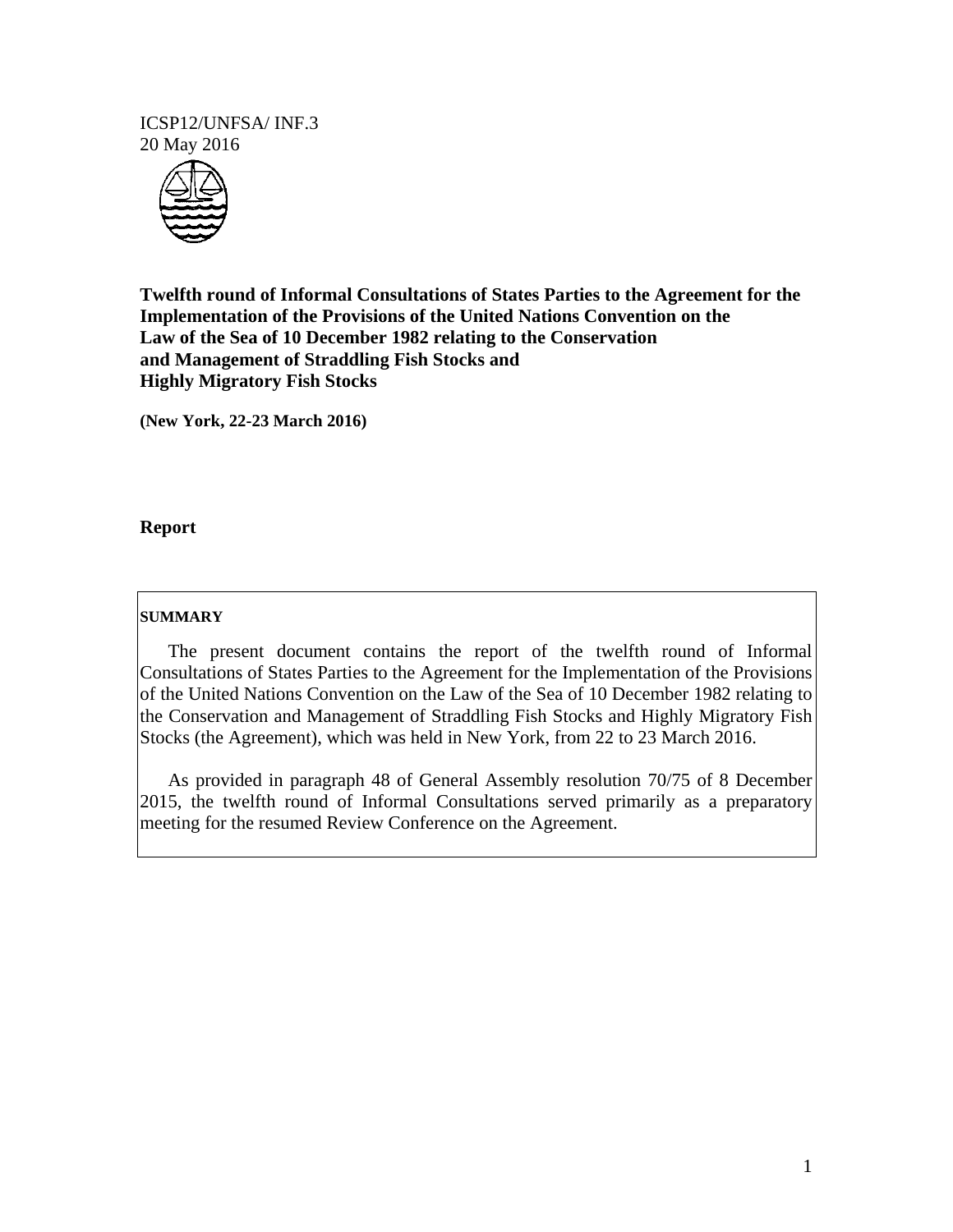ICSP12/UNFSA/ INF.3
20 May 2016

**Twelfth round of Informal Consultations of States Parties to the Agreement for the Implementation of the Provisions of the United Nations Convention on the Law of the Sea of 10 December 1982 relating to the Conservation and Management of Straddling Fish Stocks and Highly Migratory Fish Stocks**

**(New York, 22-23 March 2016)**

**Report**

**SUMMARY**

The present document contains the report of the twelfth round of Informal Consultations of States Parties to the Agreement for the Implementation of the Provisions of the United Nations Convention on the Law of the Sea of 10 December 1982 relating to the Conservation and Management of Straddling Fish Stocks and Highly Migratory Fish Stocks (the Agreement), which was held in New York, from 22 to 23 March 2016.

As provided in paragraph 48 of General Assembly resolution 70/75 of 8 December 2015, the twelfth round of Informal Consultations served primarily as a preparatory meeting for the resumed Review Conference on the Agreement.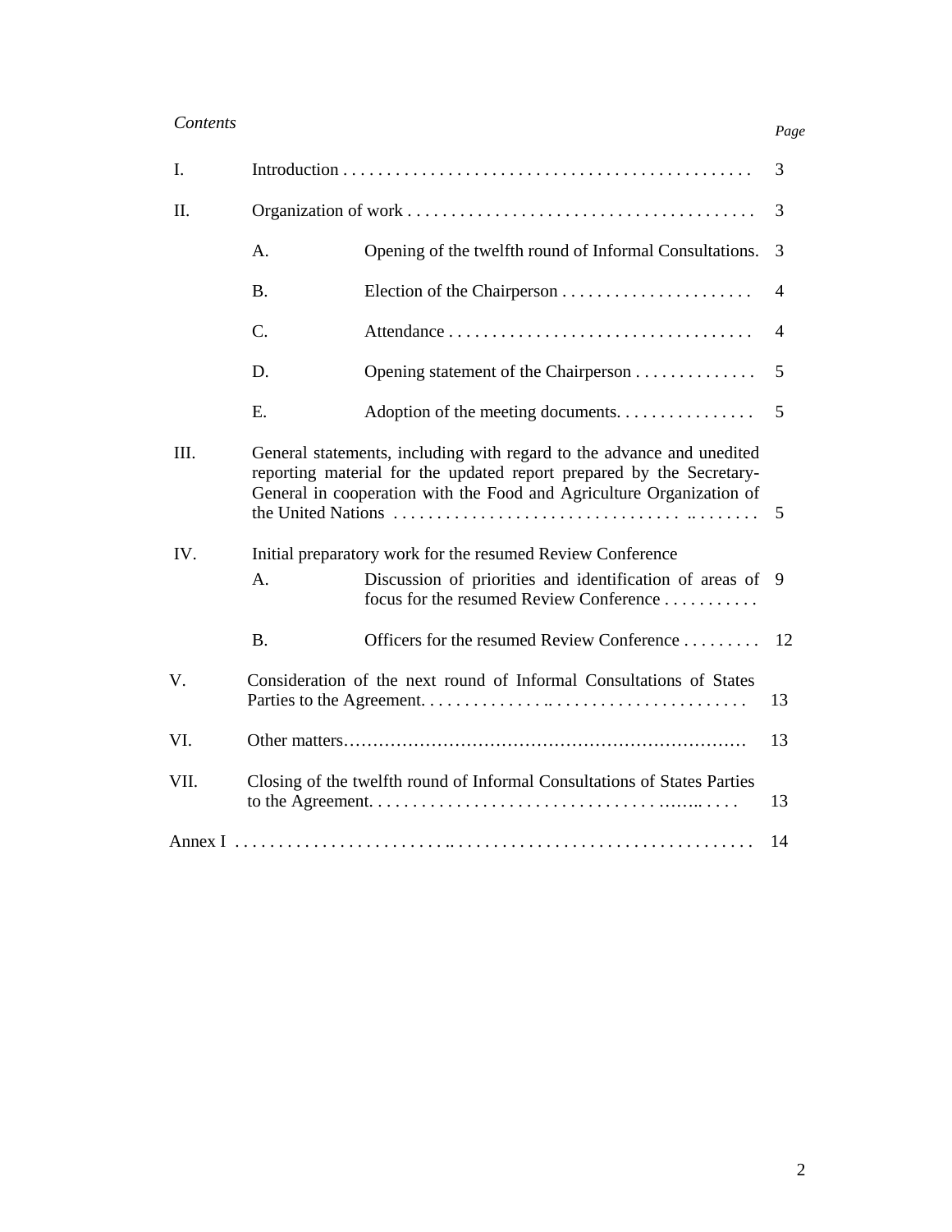*Contents*

| | | | Page |
|---|---|---|---|
| I. | Introduction | | 3 |
| II. | Organization of work | | 3 |
| | A. | Opening of the twelfth round of Informal Consultations. | 3 |
| | B. | Election of the Chairperson | 4 |
| | C. | Attendance | 4 |
| | D. | Opening statement of the Chairperson | 5 |
| | E. | Adoption of the meeting documents. | 5 |
| III. | General statements, including with regard to the advance and unedited reporting material for the updated report prepared by the Secretary-General in cooperation with the Food and Agriculture Organization of the United Nations | | 5 |
| IV. | Initial preparatory work for the resumed Review Conference | | |
| | A. | Discussion of priorities and identification of areas of focus for the resumed Review Conference | 9 |
| | B. | Officers for the resumed Review Conference | 12 |
| V. | Consideration of the next round of Informal Consultations of States Parties to the Agreement. | | 13 |
| VI. | Other matters | | 13 |
| VII. | Closing of the twelfth round of Informal Consultations of States Parties to the Agreement. | | 13 |
| Annex I | | | 14 |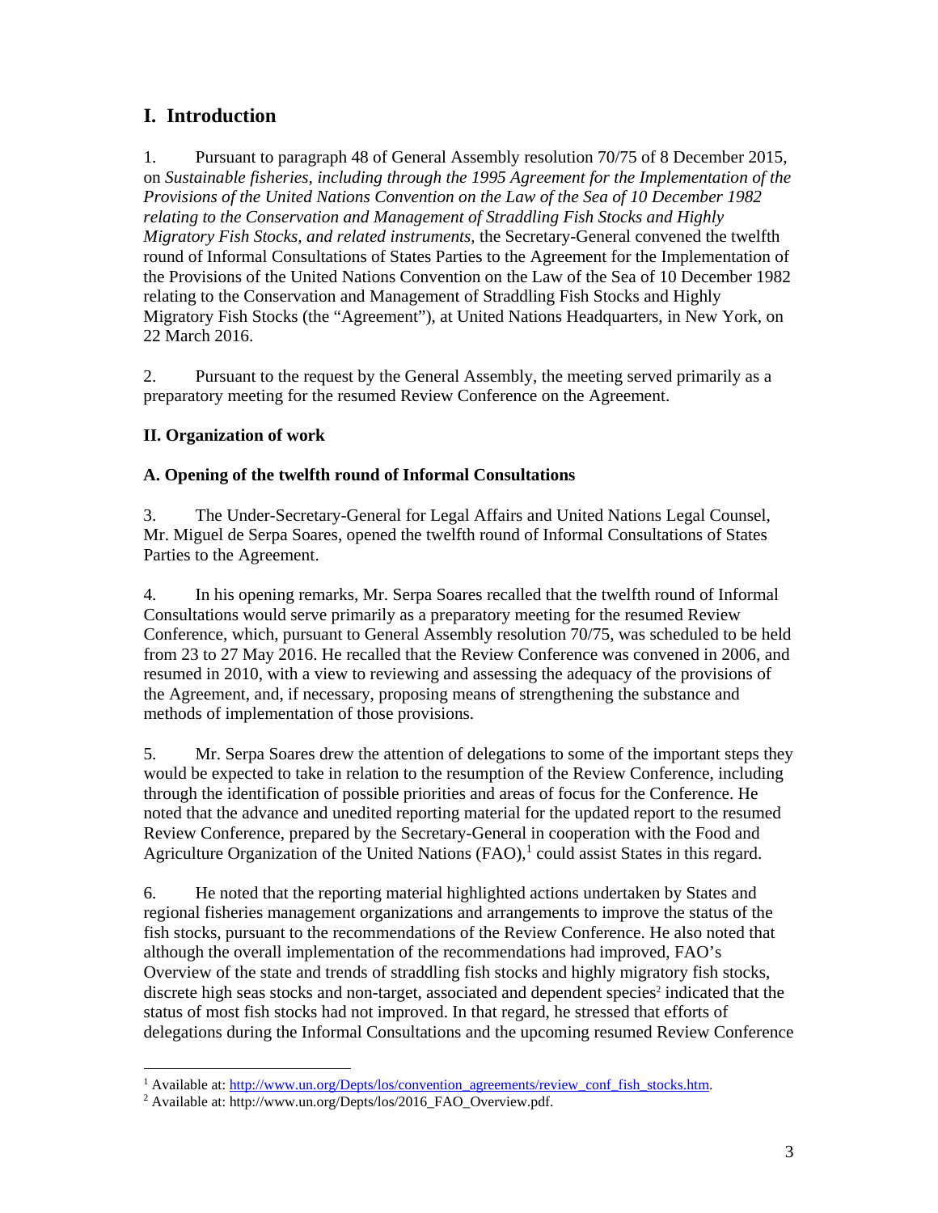# I. Introduction

1. Pursuant to paragraph 48 of General Assembly resolution 70/75 of 8 December 2015, on *Sustainable fisheries, including through the 1995 Agreement for the Implementation of the Provisions of the United Nations Convention on the Law of the Sea of 10 December 1982 relating to the Conservation and Management of Straddling Fish Stocks and Highly Migratory Fish Stocks, and related instruments,* the Secretary-General convened the twelfth round of Informal Consultations of States Parties to the Agreement for the Implementation of the Provisions of the United Nations Convention on the Law of the Sea of 10 December 1982 relating to the Conservation and Management of Straddling Fish Stocks and Highly Migratory Fish Stocks (the "Agreement"), at United Nations Headquarters, in New York, on 22 March 2016.

2. Pursuant to the request by the General Assembly, the meeting served primarily as a preparatory meeting for the resumed Review Conference on the Agreement.

## II. Organization of work

### A. Opening of the twelfth round of Informal Consultations

3. The Under-Secretary-General for Legal Affairs and United Nations Legal Counsel, Mr. Miguel de Serpa Soares, opened the twelfth round of Informal Consultations of States Parties to the Agreement.

4. In his opening remarks, Mr. Serpa Soares recalled that the twelfth round of Informal Consultations would serve primarily as a preparatory meeting for the resumed Review Conference, which, pursuant to General Assembly resolution 70/75, was scheduled to be held from 23 to 27 May 2016. He recalled that the Review Conference was convened in 2006, and resumed in 2010, with a view to reviewing and assessing the adequacy of the provisions of the Agreement, and, if necessary, proposing means of strengthening the substance and methods of implementation of those provisions.

5. Mr. Serpa Soares drew the attention of delegations to some of the important steps they would be expected to take in relation to the resumption of the Review Conference, including through the identification of possible priorities and areas of focus for the Conference. He noted that the advance and unedited reporting material for the updated report to the resumed Review Conference, prepared by the Secretary-General in cooperation with the Food and Agriculture Organization of the United Nations (FAO),[1] could assist States in this regard.

6. He noted that the reporting material highlighted actions undertaken by States and regional fisheries management organizations and arrangements to improve the status of the fish stocks, pursuant to the recommendations of the Review Conference. He also noted that although the overall implementation of the recommendations had improved, FAO's Overview of the state and trends of straddling fish stocks and highly migratory fish stocks, discrete high seas stocks and non-target, associated and dependent species[2] indicated that the status of most fish stocks had not improved. In that regard, he stressed that efforts of delegations during the Informal Consultations and the upcoming resumed Review Conference

[1] Available at: http://www.un.org/Depts/los/convention_agreements/review_conf_fish_stocks.htm.

[2] Available at: http://www.un.org/Depts/los/2016_FAO_Overview.pdf.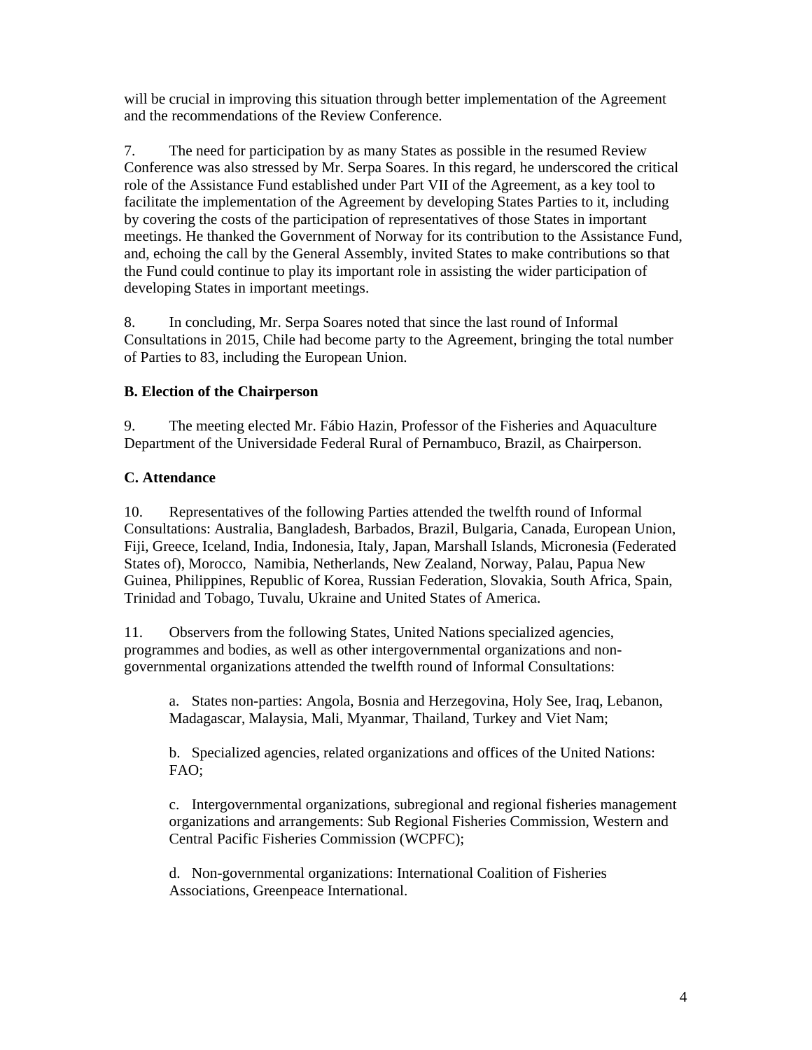will be crucial in improving this situation through better implementation of the Agreement and the recommendations of the Review Conference.

7. The need for participation by as many States as possible in the resumed Review Conference was also stressed by Mr. Serpa Soares. In this regard, he underscored the critical role of the Assistance Fund established under Part VII of the Agreement, as a key tool to facilitate the implementation of the Agreement by developing States Parties to it, including by covering the costs of the participation of representatives of those States in important meetings. He thanked the Government of Norway for its contribution to the Assistance Fund, and, echoing the call by the General Assembly, invited States to make contributions so that the Fund could continue to play its important role in assisting the wider participation of developing States in important meetings.

8. In concluding, Mr. Serpa Soares noted that since the last round of Informal Consultations in 2015, Chile had become party to the Agreement, bringing the total number of Parties to 83, including the European Union.

**B. Election of the Chairperson**

9. The meeting elected Mr. Fábio Hazin, Professor of the Fisheries and Aquaculture Department of the Universidade Federal Rural of Pernambuco, Brazil, as Chairperson.

**C. Attendance**

10. Representatives of the following Parties attended the twelfth round of Informal Consultations: Australia, Bangladesh, Barbados, Brazil, Bulgaria, Canada, European Union, Fiji, Greece, Iceland, India, Indonesia, Italy, Japan, Marshall Islands, Micronesia (Federated States of), Morocco, Namibia, Netherlands, New Zealand, Norway, Palau, Papua New Guinea, Philippines, Republic of Korea, Russian Federation, Slovakia, South Africa, Spain, Trinidad and Tobago, Tuvalu, Ukraine and United States of America.

11. Observers from the following States, United Nations specialized agencies, programmes and bodies, as well as other intergovernmental organizations and non-governmental organizations attended the twelfth round of Informal Consultations:

a. States non-parties: Angola, Bosnia and Herzegovina, Holy See, Iraq, Lebanon, Madagascar, Malaysia, Mali, Myanmar, Thailand, Turkey and Viet Nam;

b. Specialized agencies, related organizations and offices of the United Nations: FAO;

c. Intergovernmental organizations, subregional and regional fisheries management organizations and arrangements: Sub Regional Fisheries Commission, Western and Central Pacific Fisheries Commission (WCPFC);

d. Non-governmental organizations: International Coalition of Fisheries Associations, Greenpeace International.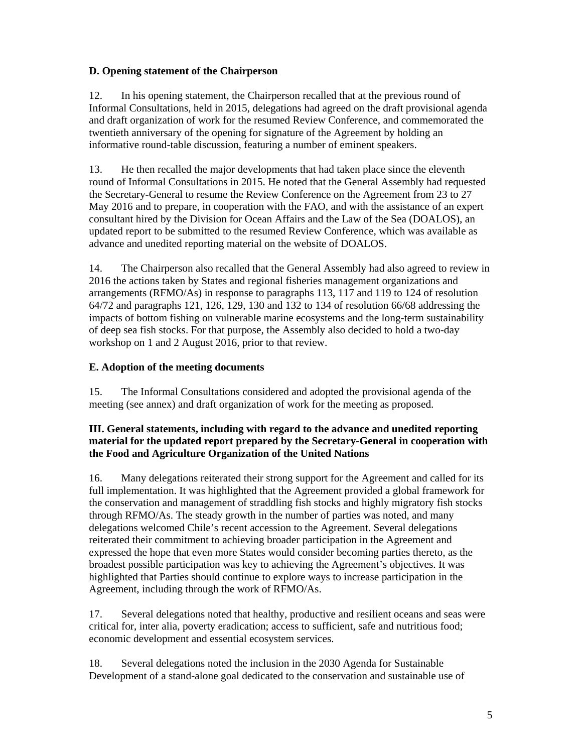### D. Opening statement of the Chairperson

12. In his opening statement, the Chairperson recalled that at the previous round of Informal Consultations, held in 2015, delegations had agreed on the draft provisional agenda and draft organization of work for the resumed Review Conference, and commemorated the twentieth anniversary of the opening for signature of the Agreement by holding an informative round-table discussion, featuring a number of eminent speakers.

13. He then recalled the major developments that had taken place since the eleventh round of Informal Consultations in 2015. He noted that the General Assembly had requested the Secretary-General to resume the Review Conference on the Agreement from 23 to 27 May 2016 and to prepare, in cooperation with the FAO, and with the assistance of an expert consultant hired by the Division for Ocean Affairs and the Law of the Sea (DOALOS), an updated report to be submitted to the resumed Review Conference, which was available as advance and unedited reporting material on the website of DOALOS.

14. The Chairperson also recalled that the General Assembly had also agreed to review in 2016 the actions taken by States and regional fisheries management organizations and arrangements (RFMO/As) in response to paragraphs 113, 117 and 119 to 124 of resolution 64/72 and paragraphs 121, 126, 129, 130 and 132 to 134 of resolution 66/68 addressing the impacts of bottom fishing on vulnerable marine ecosystems and the long-term sustainability of deep sea fish stocks. For that purpose, the Assembly also decided to hold a two-day workshop on 1 and 2 August 2016, prior to that review.

### E. Adoption of the meeting documents

15. The Informal Consultations considered and adopted the provisional agenda of the meeting (see annex) and draft organization of work for the meeting as proposed.

## III. General statements, including with regard to the advance and unedited reporting material for the updated report prepared by the Secretary-General in cooperation with the Food and Agriculture Organization of the United Nations

16. Many delegations reiterated their strong support for the Agreement and called for its full implementation. It was highlighted that the Agreement provided a global framework for the conservation and management of straddling fish stocks and highly migratory fish stocks through RFMO/As. The steady growth in the number of parties was noted, and many delegations welcomed Chile's recent accession to the Agreement. Several delegations reiterated their commitment to achieving broader participation in the Agreement and expressed the hope that even more States would consider becoming parties thereto, as the broadest possible participation was key to achieving the Agreement's objectives. It was highlighted that Parties should continue to explore ways to increase participation in the Agreement, including through the work of RFMO/As.

17. Several delegations noted that healthy, productive and resilient oceans and seas were critical for, inter alia, poverty eradication; access to sufficient, safe and nutritious food; economic development and essential ecosystem services.

18. Several delegations noted the inclusion in the 2030 Agenda for Sustainable Development of a stand-alone goal dedicated to the conservation and sustainable use of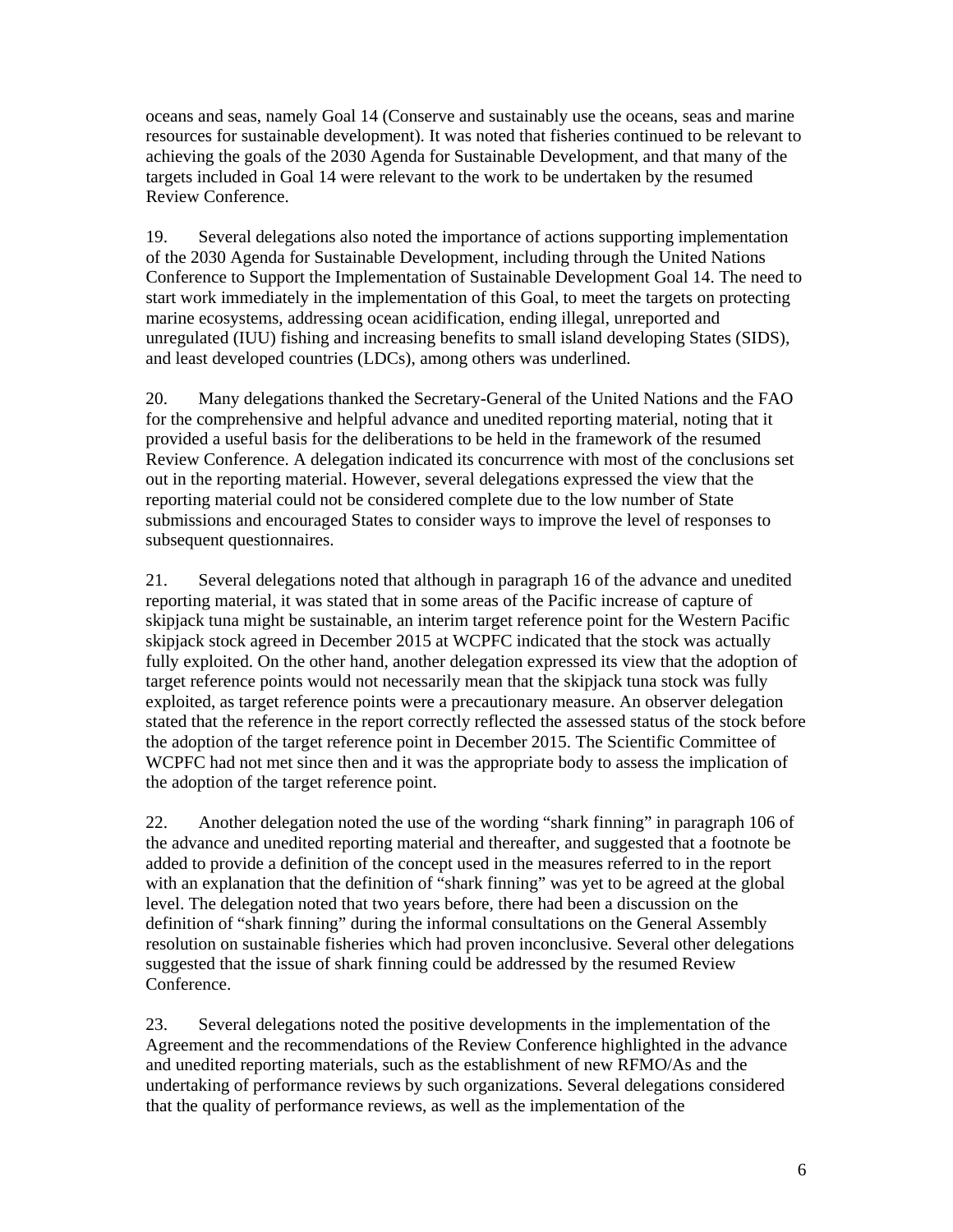oceans and seas, namely Goal 14 (Conserve and sustainably use the oceans, seas and marine resources for sustainable development). It was noted that fisheries continued to be relevant to achieving the goals of the 2030 Agenda for Sustainable Development, and that many of the targets included in Goal 14 were relevant to the work to be undertaken by the resumed Review Conference.

19. Several delegations also noted the importance of actions supporting implementation of the 2030 Agenda for Sustainable Development, including through the United Nations Conference to Support the Implementation of Sustainable Development Goal 14. The need to start work immediately in the implementation of this Goal, to meet the targets on protecting marine ecosystems, addressing ocean acidification, ending illegal, unreported and unregulated (IUU) fishing and increasing benefits to small island developing States (SIDS), and least developed countries (LDCs), among others was underlined.

20. Many delegations thanked the Secretary-General of the United Nations and the FAO for the comprehensive and helpful advance and unedited reporting material, noting that it provided a useful basis for the deliberations to be held in the framework of the resumed Review Conference. A delegation indicated its concurrence with most of the conclusions set out in the reporting material. However, several delegations expressed the view that the reporting material could not be considered complete due to the low number of State submissions and encouraged States to consider ways to improve the level of responses to subsequent questionnaires.

21. Several delegations noted that although in paragraph 16 of the advance and unedited reporting material, it was stated that in some areas of the Pacific increase of capture of skipjack tuna might be sustainable, an interim target reference point for the Western Pacific skipjack stock agreed in December 2015 at WCPFC indicated that the stock was actually fully exploited. On the other hand, another delegation expressed its view that the adoption of target reference points would not necessarily mean that the skipjack tuna stock was fully exploited, as target reference points were a precautionary measure. An observer delegation stated that the reference in the report correctly reflected the assessed status of the stock before the adoption of the target reference point in December 2015. The Scientific Committee of WCPFC had not met since then and it was the appropriate body to assess the implication of the adoption of the target reference point.

22. Another delegation noted the use of the wording “shark finning” in paragraph 106 of the advance and unedited reporting material and thereafter, and suggested that a footnote be added to provide a definition of the concept used in the measures referred to in the report with an explanation that the definition of “shark finning” was yet to be agreed at the global level. The delegation noted that two years before, there had been a discussion on the definition of “shark finning” during the informal consultations on the General Assembly resolution on sustainable fisheries which had proven inconclusive. Several other delegations suggested that the issue of shark finning could be addressed by the resumed Review Conference.

23. Several delegations noted the positive developments in the implementation of the Agreement and the recommendations of the Review Conference highlighted in the advance and unedited reporting materials, such as the establishment of new RFMO/As and the undertaking of performance reviews by such organizations. Several delegations considered that the quality of performance reviews, as well as the implementation of the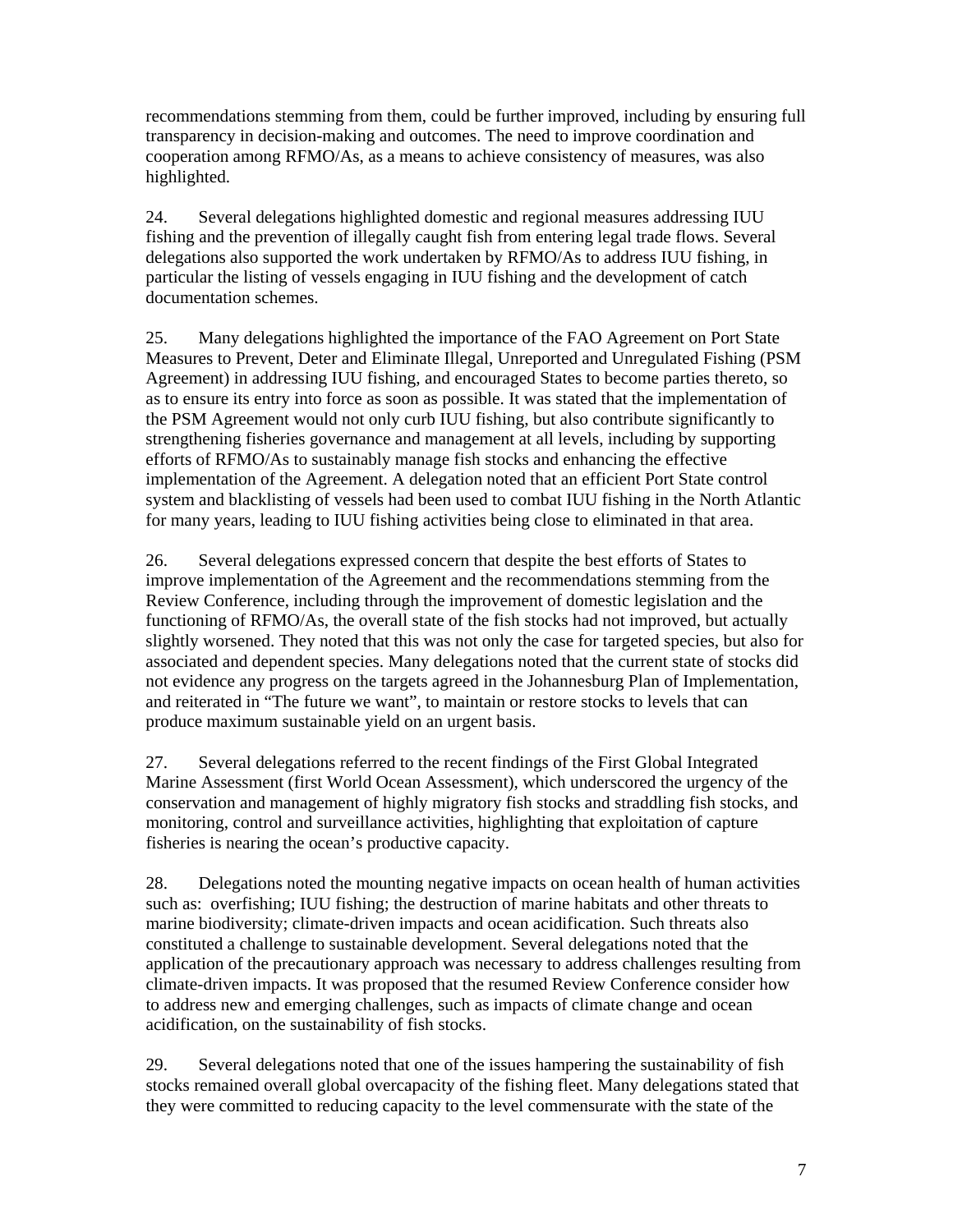recommendations stemming from them, could be further improved, including by ensuring full transparency in decision-making and outcomes. The need to improve coordination and cooperation among RFMO/As, as a means to achieve consistency of measures, was also highlighted.

24. Several delegations highlighted domestic and regional measures addressing IUU fishing and the prevention of illegally caught fish from entering legal trade flows. Several delegations also supported the work undertaken by RFMO/As to address IUU fishing, in particular the listing of vessels engaging in IUU fishing and the development of catch documentation schemes.

25. Many delegations highlighted the importance of the FAO Agreement on Port State Measures to Prevent, Deter and Eliminate Illegal, Unreported and Unregulated Fishing (PSM Agreement) in addressing IUU fishing, and encouraged States to become parties thereto, so as to ensure its entry into force as soon as possible. It was stated that the implementation of the PSM Agreement would not only curb IUU fishing, but also contribute significantly to strengthening fisheries governance and management at all levels, including by supporting efforts of RFMO/As to sustainably manage fish stocks and enhancing the effective implementation of the Agreement. A delegation noted that an efficient Port State control system and blacklisting of vessels had been used to combat IUU fishing in the North Atlantic for many years, leading to IUU fishing activities being close to eliminated in that area.

26. Several delegations expressed concern that despite the best efforts of States to improve implementation of the Agreement and the recommendations stemming from the Review Conference, including through the improvement of domestic legislation and the functioning of RFMO/As, the overall state of the fish stocks had not improved, but actually slightly worsened. They noted that this was not only the case for targeted species, but also for associated and dependent species. Many delegations noted that the current state of stocks did not evidence any progress on the targets agreed in the Johannesburg Plan of Implementation, and reiterated in "The future we want", to maintain or restore stocks to levels that can produce maximum sustainable yield on an urgent basis.

27. Several delegations referred to the recent findings of the First Global Integrated Marine Assessment (first World Ocean Assessment), which underscored the urgency of the conservation and management of highly migratory fish stocks and straddling fish stocks, and monitoring, control and surveillance activities, highlighting that exploitation of capture fisheries is nearing the ocean's productive capacity.

28. Delegations noted the mounting negative impacts on ocean health of human activities such as: overfishing; IUU fishing; the destruction of marine habitats and other threats to marine biodiversity; climate-driven impacts and ocean acidification. Such threats also constituted a challenge to sustainable development. Several delegations noted that the application of the precautionary approach was necessary to address challenges resulting from climate-driven impacts. It was proposed that the resumed Review Conference consider how to address new and emerging challenges, such as impacts of climate change and ocean acidification, on the sustainability of fish stocks.

29. Several delegations noted that one of the issues hampering the sustainability of fish stocks remained overall global overcapacity of the fishing fleet. Many delegations stated that they were committed to reducing capacity to the level commensurate with the state of the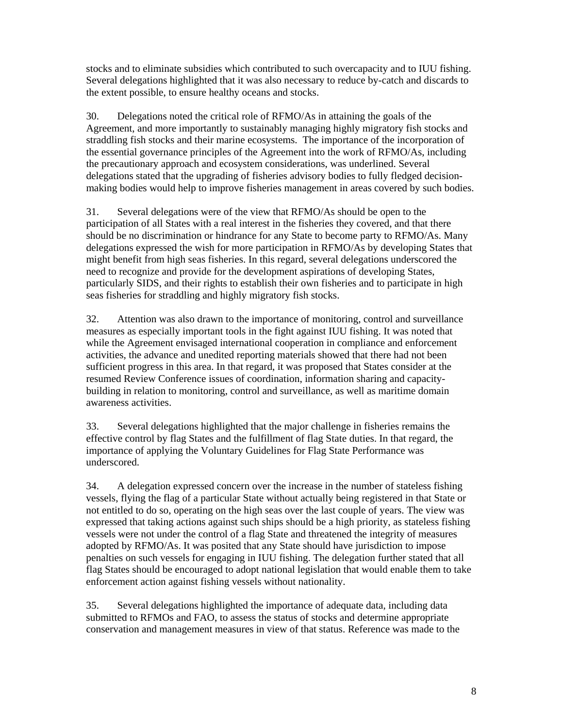stocks and to eliminate subsidies which contributed to such overcapacity and to IUU fishing. Several delegations highlighted that it was also necessary to reduce by-catch and discards to the extent possible, to ensure healthy oceans and stocks.

30. Delegations noted the critical role of RFMO/As in attaining the goals of the Agreement, and more importantly to sustainably managing highly migratory fish stocks and straddling fish stocks and their marine ecosystems. The importance of the incorporation of the essential governance principles of the Agreement into the work of RFMO/As, including the precautionary approach and ecosystem considerations, was underlined. Several delegations stated that the upgrading of fisheries advisory bodies to fully fledged decision-making bodies would help to improve fisheries management in areas covered by such bodies.

31. Several delegations were of the view that RFMO/As should be open to the participation of all States with a real interest in the fisheries they covered, and that there should be no discrimination or hindrance for any State to become party to RFMO/As. Many delegations expressed the wish for more participation in RFMO/As by developing States that might benefit from high seas fisheries. In this regard, several delegations underscored the need to recognize and provide for the development aspirations of developing States, particularly SIDS, and their rights to establish their own fisheries and to participate in high seas fisheries for straddling and highly migratory fish stocks.

32. Attention was also drawn to the importance of monitoring, control and surveillance measures as especially important tools in the fight against IUU fishing. It was noted that while the Agreement envisaged international cooperation in compliance and enforcement activities, the advance and unedited reporting materials showed that there had not been sufficient progress in this area. In that regard, it was proposed that States consider at the resumed Review Conference issues of coordination, information sharing and capacity-building in relation to monitoring, control and surveillance, as well as maritime domain awareness activities.

33. Several delegations highlighted that the major challenge in fisheries remains the effective control by flag States and the fulfillment of flag State duties. In that regard, the importance of applying the Voluntary Guidelines for Flag State Performance was underscored.

34. A delegation expressed concern over the increase in the number of stateless fishing vessels, flying the flag of a particular State without actually being registered in that State or not entitled to do so, operating on the high seas over the last couple of years. The view was expressed that taking actions against such ships should be a high priority, as stateless fishing vessels were not under the control of a flag State and threatened the integrity of measures adopted by RFMO/As. It was posited that any State should have jurisdiction to impose penalties on such vessels for engaging in IUU fishing. The delegation further stated that all flag States should be encouraged to adopt national legislation that would enable them to take enforcement action against fishing vessels without nationality.

35. Several delegations highlighted the importance of adequate data, including data submitted to RFMOs and FAO, to assess the status of stocks and determine appropriate conservation and management measures in view of that status. Reference was made to the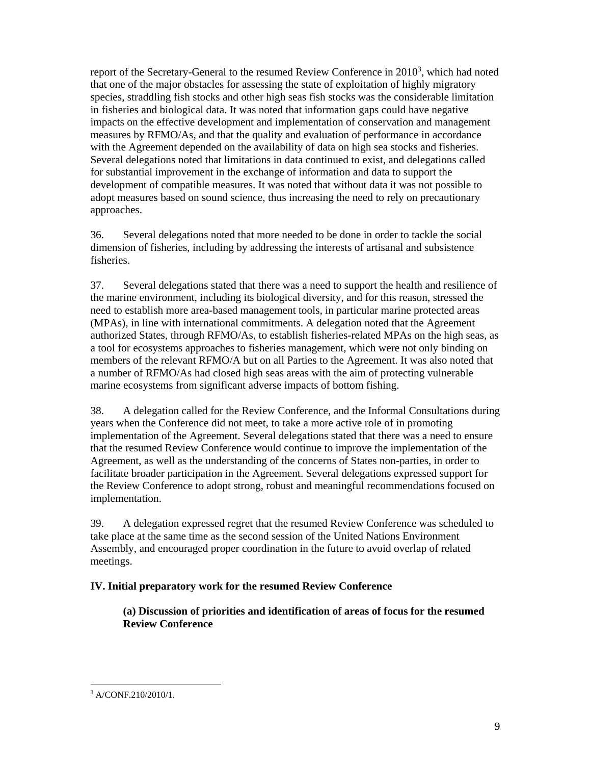report of the Secretary-General to the resumed Review Conference in 2010[3], which had noted that one of the major obstacles for assessing the state of exploitation of highly migratory species, straddling fish stocks and other high seas fish stocks was the considerable limitation in fisheries and biological data. It was noted that information gaps could have negative impacts on the effective development and implementation of conservation and management measures by RFMO/As, and that the quality and evaluation of performance in accordance with the Agreement depended on the availability of data on high sea stocks and fisheries. Several delegations noted that limitations in data continued to exist, and delegations called for substantial improvement in the exchange of information and data to support the development of compatible measures. It was noted that without data it was not possible to adopt measures based on sound science, thus increasing the need to rely on precautionary approaches.

36. Several delegations noted that more needed to be done in order to tackle the social dimension of fisheries, including by addressing the interests of artisanal and subsistence fisheries.

37. Several delegations stated that there was a need to support the health and resilience of the marine environment, including its biological diversity, and for this reason, stressed the need to establish more area-based management tools, in particular marine protected areas (MPAs), in line with international commitments. A delegation noted that the Agreement authorized States, through RFMO/As, to establish fisheries-related MPAs on the high seas, as a tool for ecosystems approaches to fisheries management, which were not only binding on members of the relevant RFMO/A but on all Parties to the Agreement. It was also noted that a number of RFMO/As had closed high seas areas with the aim of protecting vulnerable marine ecosystems from significant adverse impacts of bottom fishing.

38. A delegation called for the Review Conference, and the Informal Consultations during years when the Conference did not meet, to take a more active role of in promoting implementation of the Agreement. Several delegations stated that there was a need to ensure that the resumed Review Conference would continue to improve the implementation of the Agreement, as well as the understanding of the concerns of States non-parties, in order to facilitate broader participation in the Agreement. Several delegations expressed support for the Review Conference to adopt strong, robust and meaningful recommendations focused on implementation.

39. A delegation expressed regret that the resumed Review Conference was scheduled to take place at the same time as the second session of the United Nations Environment Assembly, and encouraged proper coordination in the future to avoid overlap of related meetings.

## IV. Initial preparatory work for the resumed Review Conference

### (a) Discussion of priorities and identification of areas of focus for the resumed Review Conference

[3] A/CONF.210/2010/1.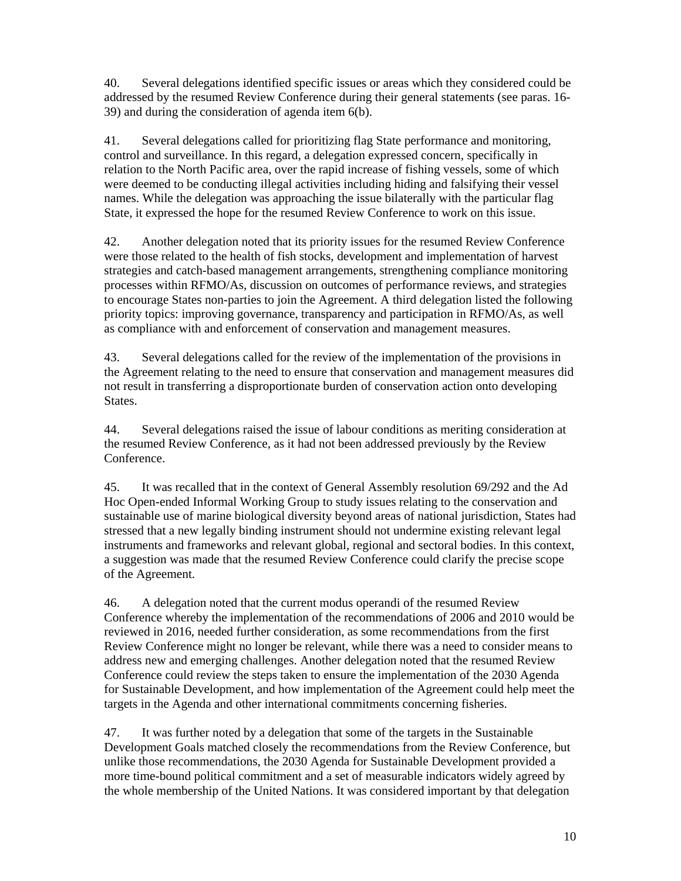40. Several delegations identified specific issues or areas which they considered could be addressed by the resumed Review Conference during their general statements (see paras. 16-39) and during the consideration of agenda item 6(b).

41. Several delegations called for prioritizing flag State performance and monitoring, control and surveillance. In this regard, a delegation expressed concern, specifically in relation to the North Pacific area, over the rapid increase of fishing vessels, some of which were deemed to be conducting illegal activities including hiding and falsifying their vessel names. While the delegation was approaching the issue bilaterally with the particular flag State, it expressed the hope for the resumed Review Conference to work on this issue.

42. Another delegation noted that its priority issues for the resumed Review Conference were those related to the health of fish stocks, development and implementation of harvest strategies and catch-based management arrangements, strengthening compliance monitoring processes within RFMO/As, discussion on outcomes of performance reviews, and strategies to encourage States non-parties to join the Agreement. A third delegation listed the following priority topics: improving governance, transparency and participation in RFMO/As, as well as compliance with and enforcement of conservation and management measures.

43. Several delegations called for the review of the implementation of the provisions in the Agreement relating to the need to ensure that conservation and management measures did not result in transferring a disproportionate burden of conservation action onto developing States.

44. Several delegations raised the issue of labour conditions as meriting consideration at the resumed Review Conference, as it had not been addressed previously by the Review Conference.

45. It was recalled that in the context of General Assembly resolution 69/292 and the Ad Hoc Open-ended Informal Working Group to study issues relating to the conservation and sustainable use of marine biological diversity beyond areas of national jurisdiction, States had stressed that a new legally binding instrument should not undermine existing relevant legal instruments and frameworks and relevant global, regional and sectoral bodies. In this context, a suggestion was made that the resumed Review Conference could clarify the precise scope of the Agreement.

46. A delegation noted that the current modus operandi of the resumed Review Conference whereby the implementation of the recommendations of 2006 and 2010 would be reviewed in 2016, needed further consideration, as some recommendations from the first Review Conference might no longer be relevant, while there was a need to consider means to address new and emerging challenges. Another delegation noted that the resumed Review Conference could review the steps taken to ensure the implementation of the 2030 Agenda for Sustainable Development, and how implementation of the Agreement could help meet the targets in the Agenda and other international commitments concerning fisheries.

47. It was further noted by a delegation that some of the targets in the Sustainable Development Goals matched closely the recommendations from the Review Conference, but unlike those recommendations, the 2030 Agenda for Sustainable Development provided a more time-bound political commitment and a set of measurable indicators widely agreed by the whole membership of the United Nations. It was considered important by that delegation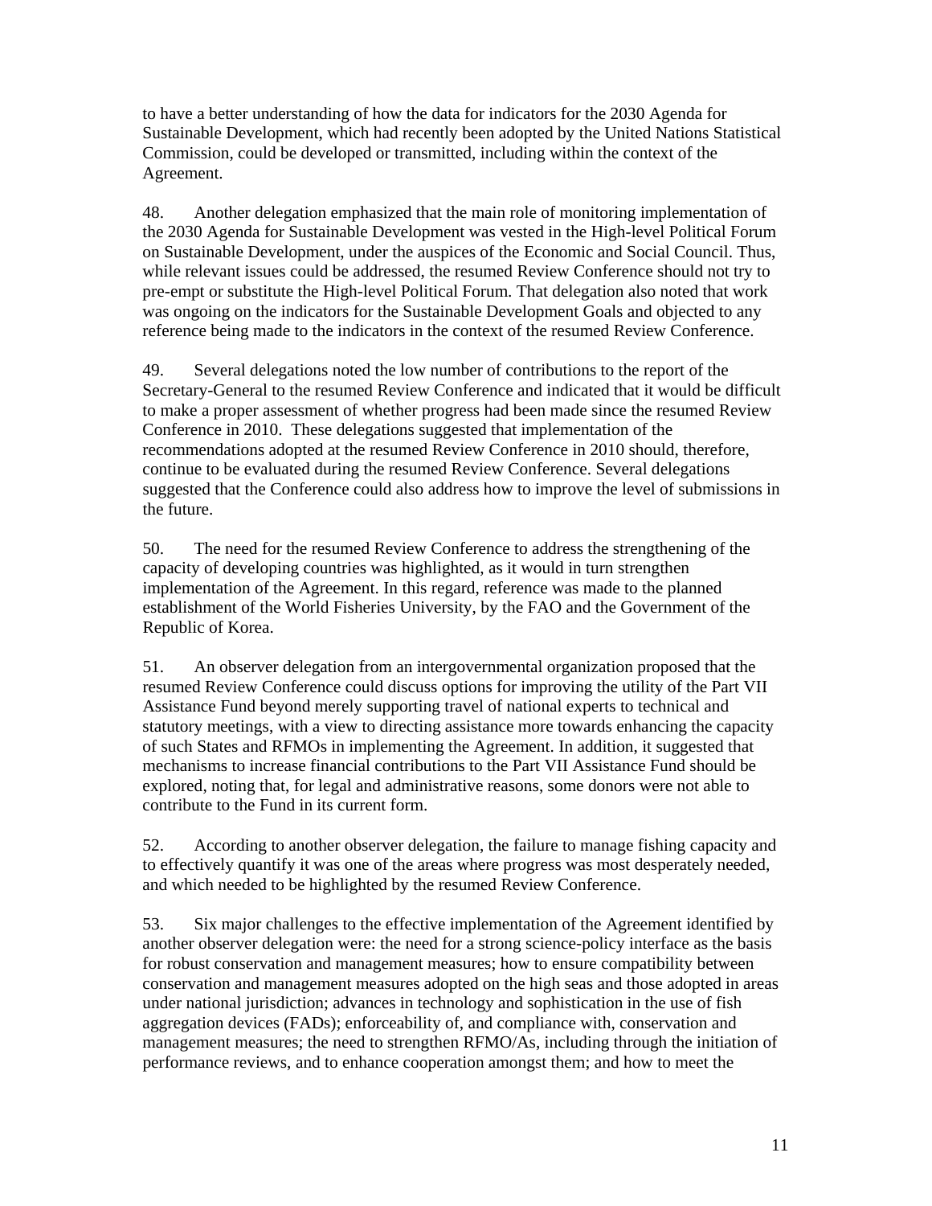to have a better understanding of how the data for indicators for the 2030 Agenda for Sustainable Development, which had recently been adopted by the United Nations Statistical Commission, could be developed or transmitted, including within the context of the Agreement.

48. Another delegation emphasized that the main role of monitoring implementation of the 2030 Agenda for Sustainable Development was vested in the High-level Political Forum on Sustainable Development, under the auspices of the Economic and Social Council. Thus, while relevant issues could be addressed, the resumed Review Conference should not try to pre-empt or substitute the High-level Political Forum. That delegation also noted that work was ongoing on the indicators for the Sustainable Development Goals and objected to any reference being made to the indicators in the context of the resumed Review Conference.

49. Several delegations noted the low number of contributions to the report of the Secretary-General to the resumed Review Conference and indicated that it would be difficult to make a proper assessment of whether progress had been made since the resumed Review Conference in 2010. These delegations suggested that implementation of the recommendations adopted at the resumed Review Conference in 2010 should, therefore, continue to be evaluated during the resumed Review Conference. Several delegations suggested that the Conference could also address how to improve the level of submissions in the future.

50. The need for the resumed Review Conference to address the strengthening of the capacity of developing countries was highlighted, as it would in turn strengthen implementation of the Agreement. In this regard, reference was made to the planned establishment of the World Fisheries University, by the FAO and the Government of the Republic of Korea.

51. An observer delegation from an intergovernmental organization proposed that the resumed Review Conference could discuss options for improving the utility of the Part VII Assistance Fund beyond merely supporting travel of national experts to technical and statutory meetings, with a view to directing assistance more towards enhancing the capacity of such States and RFMOs in implementing the Agreement. In addition, it suggested that mechanisms to increase financial contributions to the Part VII Assistance Fund should be explored, noting that, for legal and administrative reasons, some donors were not able to contribute to the Fund in its current form.

52. According to another observer delegation, the failure to manage fishing capacity and to effectively quantify it was one of the areas where progress was most desperately needed, and which needed to be highlighted by the resumed Review Conference.

53. Six major challenges to the effective implementation of the Agreement identified by another observer delegation were: the need for a strong science-policy interface as the basis for robust conservation and management measures; how to ensure compatibility between conservation and management measures adopted on the high seas and those adopted in areas under national jurisdiction; advances in technology and sophistication in the use of fish aggregation devices (FADs); enforceability of, and compliance with, conservation and management measures; the need to strengthen RFMO/As, including through the initiation of performance reviews, and to enhance cooperation amongst them; and how to meet the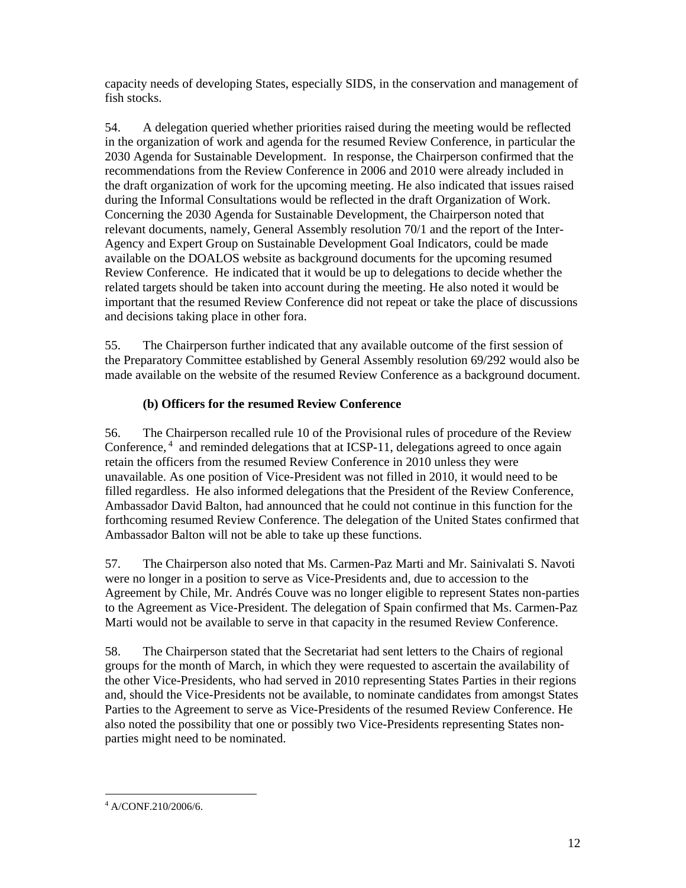capacity needs of developing States, especially SIDS, in the conservation and management of fish stocks.

54. A delegation queried whether priorities raised during the meeting would be reflected in the organization of work and agenda for the resumed Review Conference, in particular the 2030 Agenda for Sustainable Development. In response, the Chairperson confirmed that the recommendations from the Review Conference in 2006 and 2010 were already included in the draft organization of work for the upcoming meeting. He also indicated that issues raised during the Informal Consultations would be reflected in the draft Organization of Work. Concerning the 2030 Agenda for Sustainable Development, the Chairperson noted that relevant documents, namely, General Assembly resolution 70/1 and the report of the Inter-Agency and Expert Group on Sustainable Development Goal Indicators, could be made available on the DOALOS website as background documents for the upcoming resumed Review Conference. He indicated that it would be up to delegations to decide whether the related targets should be taken into account during the meeting. He also noted it would be important that the resumed Review Conference did not repeat or take the place of discussions and decisions taking place in other fora.

55. The Chairperson further indicated that any available outcome of the first session of the Preparatory Committee established by General Assembly resolution 69/292 would also be made available on the website of the resumed Review Conference as a background document.

**(b) Officers for the resumed Review Conference**

56. The Chairperson recalled rule 10 of the Provisional rules of procedure of the Review Conference,[4] and reminded delegations that at ICSP-11, delegations agreed to once again retain the officers from the resumed Review Conference in 2010 unless they were unavailable. As one position of Vice-President was not filled in 2010, it would need to be filled regardless. He also informed delegations that the President of the Review Conference, Ambassador David Balton, had announced that he could not continue in this function for the forthcoming resumed Review Conference. The delegation of the United States confirmed that Ambassador Balton will not be able to take up these functions.

57. The Chairperson also noted that Ms. Carmen-Paz Marti and Mr. Sainivalati S. Navoti were no longer in a position to serve as Vice-Presidents and, due to accession to the Agreement by Chile, Mr. Andrés Couve was no longer eligible to represent States non-parties to the Agreement as Vice-President. The delegation of Spain confirmed that Ms. Carmen-Paz Marti would not be available to serve in that capacity in the resumed Review Conference.

58. The Chairperson stated that the Secretariat had sent letters to the Chairs of regional groups for the month of March, in which they were requested to ascertain the availability of the other Vice-Presidents, who had served in 2010 representing States Parties in their regions and, should the Vice-Presidents not be available, to nominate candidates from amongst States Parties to the Agreement to serve as Vice-Presidents of the resumed Review Conference. He also noted the possibility that one or possibly two Vice-Presidents representing States non-parties might need to be nominated.

---

[4] A/CONF.210/2006/6.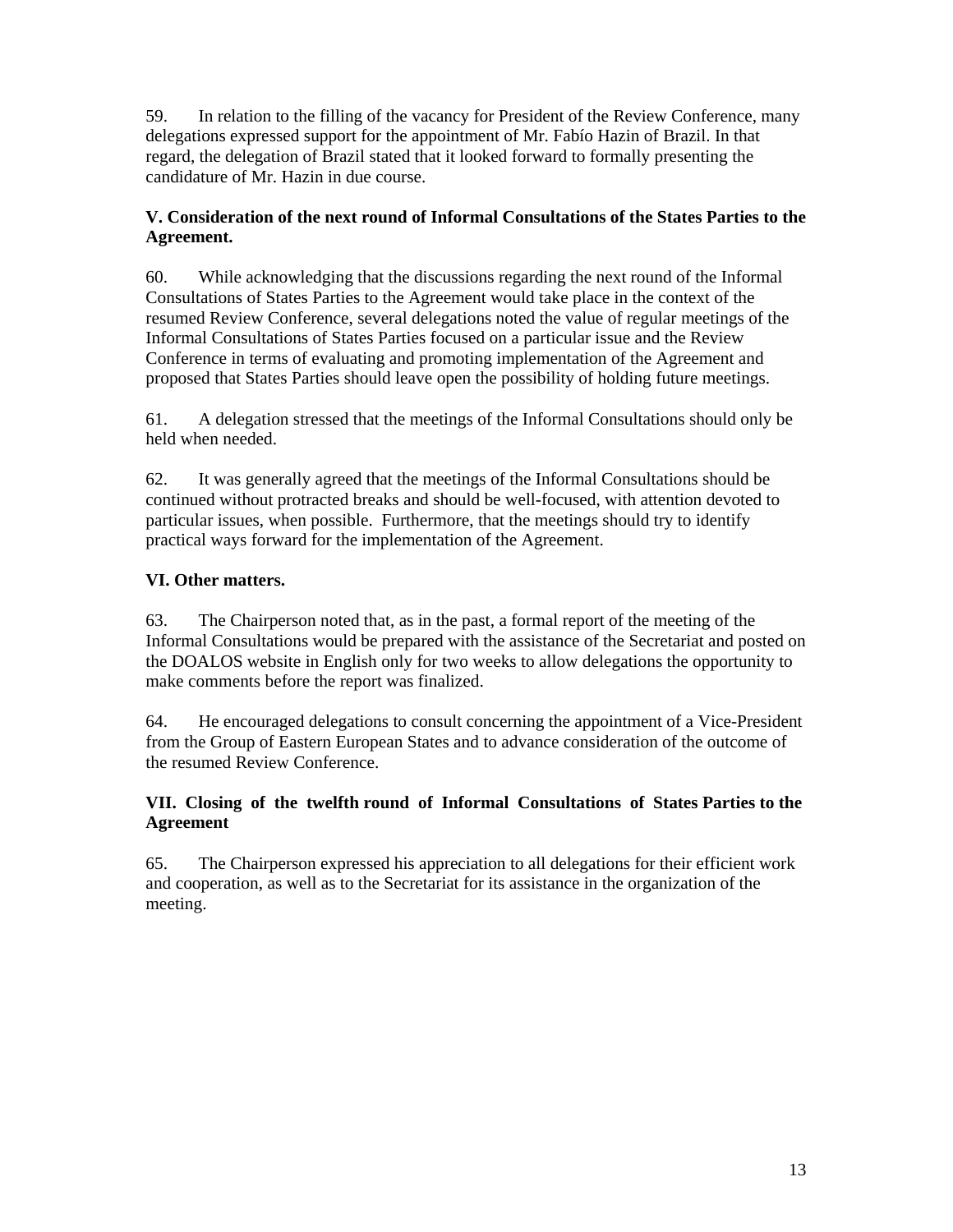59. In relation to the filling of the vacancy for President of the Review Conference, many delegations expressed support for the appointment of Mr. Fabío Hazin of Brazil. In that regard, the delegation of Brazil stated that it looked forward to formally presenting the candidature of Mr. Hazin in due course.

**V. Consideration of the next round of Informal Consultations of the States Parties to the Agreement.**

60. While acknowledging that the discussions regarding the next round of the Informal Consultations of States Parties to the Agreement would take place in the context of the resumed Review Conference, several delegations noted the value of regular meetings of the Informal Consultations of States Parties focused on a particular issue and the Review Conference in terms of evaluating and promoting implementation of the Agreement and proposed that States Parties should leave open the possibility of holding future meetings.

61. A delegation stressed that the meetings of the Informal Consultations should only be held when needed.

62. It was generally agreed that the meetings of the Informal Consultations should be continued without protracted breaks and should be well-focused, with attention devoted to particular issues, when possible. Furthermore, that the meetings should try to identify practical ways forward for the implementation of the Agreement.

**VI. Other matters.**

63. The Chairperson noted that, as in the past, a formal report of the meeting of the Informal Consultations would be prepared with the assistance of the Secretariat and posted on the DOALOS website in English only for two weeks to allow delegations the opportunity to make comments before the report was finalized.

64. He encouraged delegations to consult concerning the appointment of a Vice-President from the Group of Eastern European States and to advance consideration of the outcome of the resumed Review Conference.

**VII. Closing of the twelfth round of Informal Consultations of States Parties to the Agreement**

65. The Chairperson expressed his appreciation to all delegations for their efficient work and cooperation, as well as to the Secretariat for its assistance in the organization of the meeting.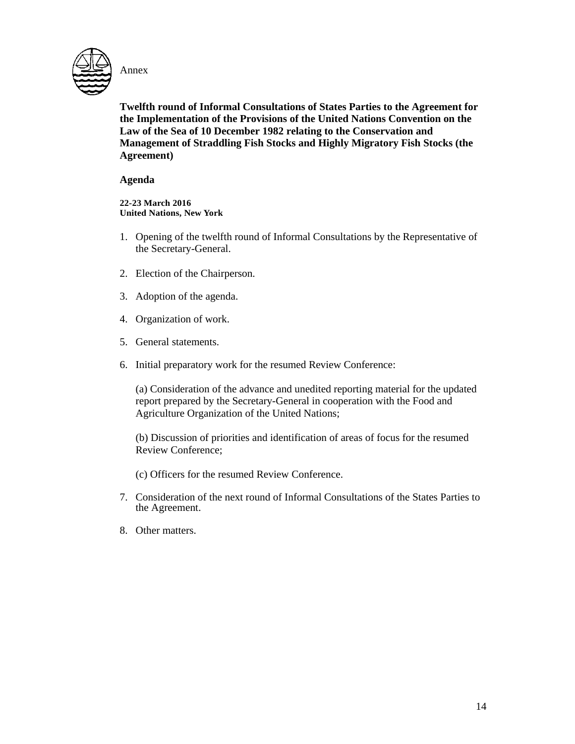Annex

**Twelfth round of Informal Consultations of States Parties to the Agreement for the Implementation of the Provisions of the United Nations Convention on the Law of the Sea of 10 December 1982 relating to the Conservation and Management of Straddling Fish Stocks and Highly Migratory Fish Stocks (the Agreement)**

## Agenda

**22-23 March 2016**
**United Nations, New York**

1. Opening of the twelfth round of Informal Consultations by the Representative of the Secretary-General.

2. Election of the Chairperson.

3. Adoption of the agenda.

4. Organization of work.

5. General statements.

6. Initial preparatory work for the resumed Review Conference:

   (a) Consideration of the advance and unedited reporting material for the updated report prepared by the Secretary-General in cooperation with the Food and Agriculture Organization of the United Nations;

   (b) Discussion of priorities and identification of areas of focus for the resumed Review Conference;

   (c) Officers for the resumed Review Conference.

7. Consideration of the next round of Informal Consultations of the States Parties to the Agreement.

8. Other matters.